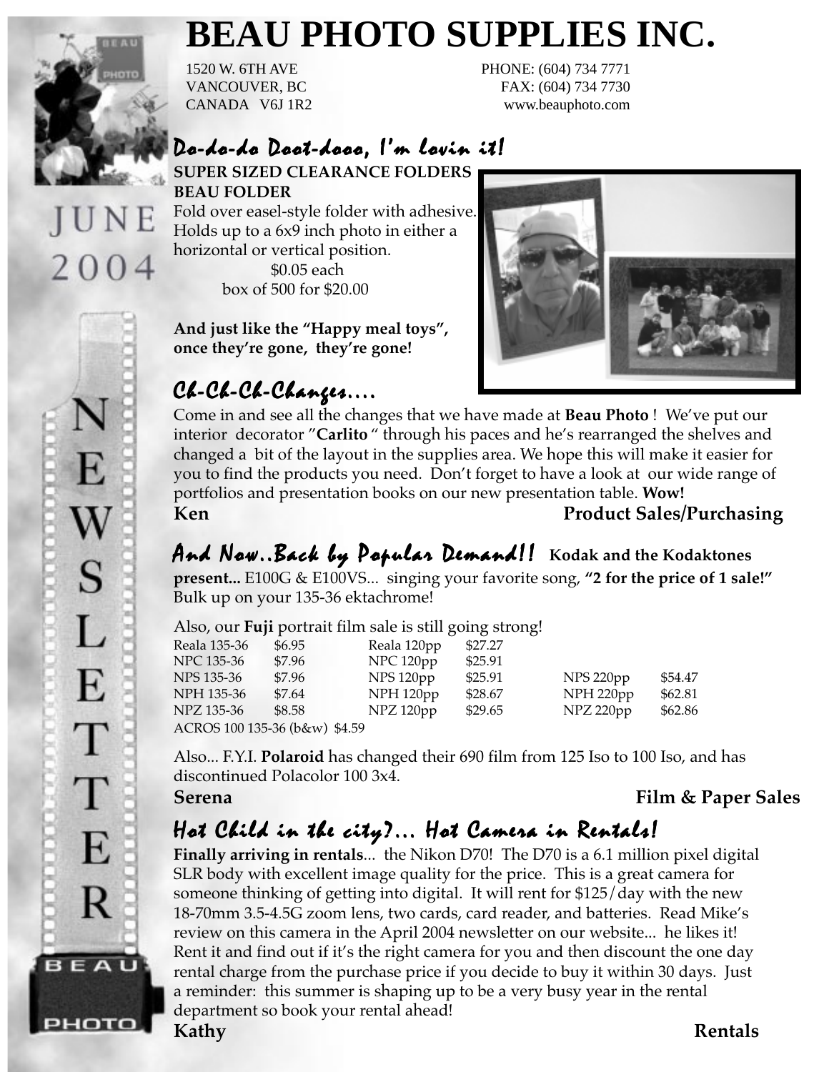# BEAU PHOTO SUPPLIES INC.

1520 W. 6TH AVE
VANCOUVER, BC
CANADA V6J 1R2

PHONE: (604) 734 7771
FAX: (604) 734 7730
www.beauphoto.com

JUNE 2004

NEWSLETTER

## *Do-do-do Doot-dooo, I'm lovin it!*

**SUPER SIZED CLEARANCE FOLDERS**
**BEAU FOLDER**
Fold over easel-style folder with adhesive. Holds up to a 6x9 inch photo in either a horizontal or vertical position.
$0.05 each
box of 500 for $20.00

**And just like the "Happy meal toys", once they're gone, they're gone!**

## *Ch-Ch-Ch-Changes....*

Come in and see all the changes that we have made at **Beau Photo** ! We've put our interior decorator "**Carlito** " through his paces and he's rearranged the shelves and changed a bit of the layout in the supplies area. We hope this will make it easier for you to find the products you need. Don't forget to have a look at our wide range of portfolios and presentation books on our new presentation table. **Wow!**

**Ken** **Product Sales/Purchasing**

## *And Now..Back by Popular Demand!!* **Kodak and the Kodaktones**

**present...** E100G & E100VS... singing your favorite song, **"2 for the price of 1 sale!"** Bulk up on your 135-36 ektachrome!

Also, our **Fuji** portrait film sale is still going strong!

| | | | | | |
|---|---|---|---|---|---|
| Reala 135-36 | $6.95 | Reala 120pp | $27.27 | | |
| NPC 135-36 | $7.96 | NPC 120pp | $25.91 | | |
| NPS 135-36 | $7.96 | NPS 120pp | $25.91 | NPS 220pp | $54.47 |
| NPH 135-36 | $7.64 | NPH 120pp | $28.67 | NPH 220pp | $62.81 |
| NPZ 135-36 | $8.58 | NPZ 120pp | $29.65 | NPZ 220pp | $62.86 |
| ACROS 100 135-36 (b&w) | $4.59 | | | | |

Also... F.Y.I. **Polaroid** has changed their 690 film from 125 Iso to 100 Iso, and has discontinued Polacolor 100 3x4.

**Serena** **Film & Paper Sales**

## *Hot Child in the city?... Hot Camera in Rentals!*

**Finally arriving in rentals**... the Nikon D70! The D70 is a 6.1 million pixel digital SLR body with excellent image quality for the price. This is a great camera for someone thinking of getting into digital. It will rent for $125/day with the new 18-70mm 3.5-4.5G zoom lens, two cards, card reader, and batteries. Read Mike's review on this camera in the April 2004 newsletter on our website... he likes it! Rent it and find out if it's the right camera for you and then discount the one day rental charge from the purchase price if you decide to buy it within 30 days. Just a reminder: this summer is shaping up to be a very busy year in the rental department so book your rental ahead!

**Kathy** **Rentals**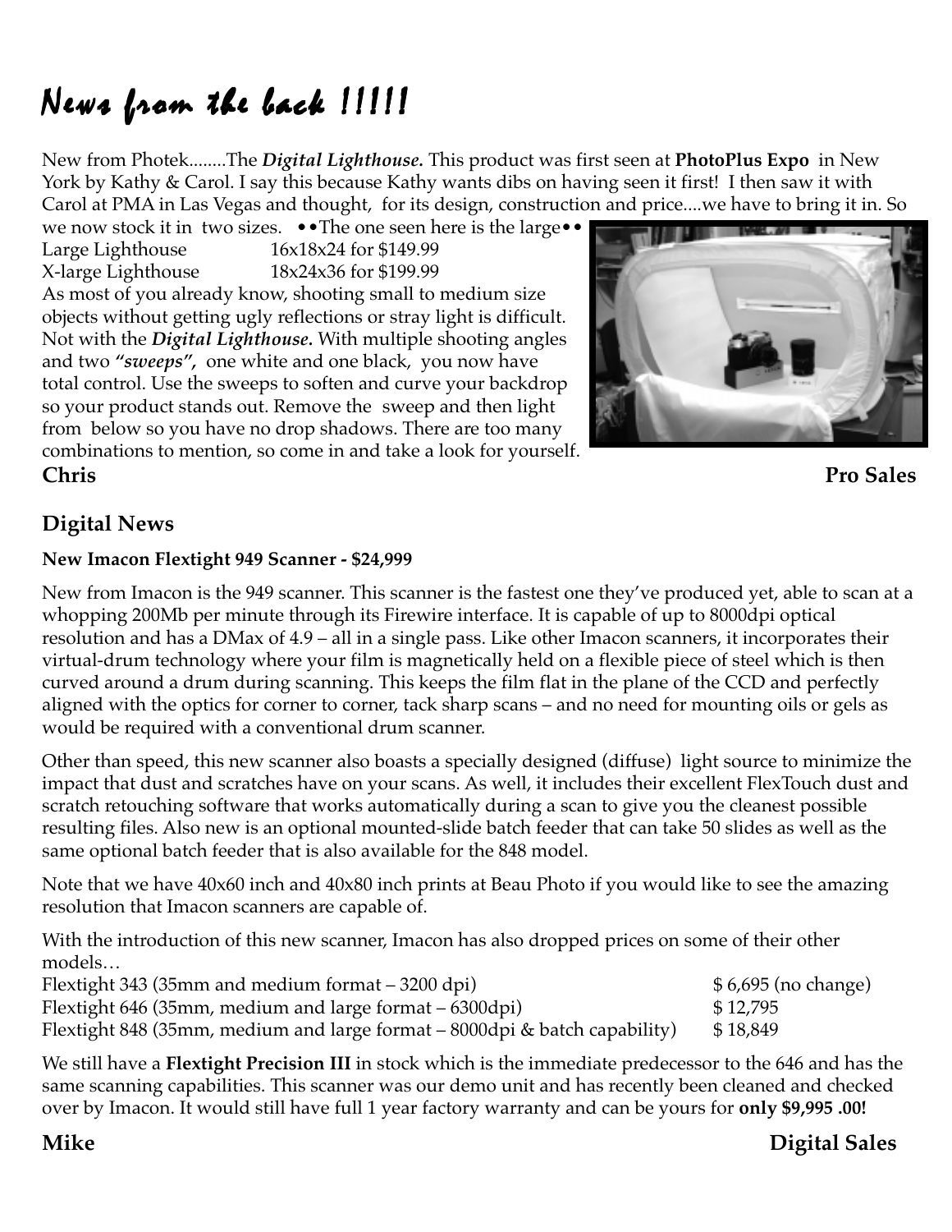# News from the back !!!!!

New from Photek........The ***Digital Lighthouse.*** This product was first seen at **PhotoPlus Expo** in New York by Kathy & Carol. I say this because Kathy wants dibs on having seen it first! I then saw it with Carol at PMA in Las Vegas and thought, for its design, construction and price....we have to bring it in. So we now stock it in two sizes. ••The one seen here is the large••

| | |
|---|---|
| Large Lighthouse | 16x18x24 for $149.99 |
| X-large Lighthouse | 18x24x36 for $199.99 |

As most of you already know, shooting small to medium size objects without getting ugly reflections or stray light is difficult. Not with the ***Digital Lighthouse.*** With multiple shooting angles and two ***"sweeps",*** one white and one black, you now have total control. Use the sweeps to soften and curve your backdrop so your product stands out. Remove the sweep and then light from below so you have no drop shadows. There are too many combinations to mention, so come in and take a look for yourself.

**Chris** **Pro Sales**

## Digital News

**New Imacon Flextight 949 Scanner - $24,999**

New from Imacon is the 949 scanner. This scanner is the fastest one they've produced yet, able to scan at a whopping 200Mb per minute through its Firewire interface. It is capable of up to 8000dpi optical resolution and has a DMax of 4.9 – all in a single pass. Like other Imacon scanners, it incorporates their virtual-drum technology where your film is magnetically held on a flexible piece of steel which is then curved around a drum during scanning. This keeps the film flat in the plane of the CCD and perfectly aligned with the optics for corner to corner, tack sharp scans – and no need for mounting oils or gels as would be required with a conventional drum scanner.

Other than speed, this new scanner also boasts a specially designed (diffuse) light source to minimize the impact that dust and scratches have on your scans. As well, it includes their excellent FlexTouch dust and scratch retouching software that works automatically during a scan to give you the cleanest possible resulting files. Also new is an optional mounted-slide batch feeder that can take 50 slides as well as the same optional batch feeder that is also available for the 848 model.

Note that we have 40x60 inch and 40x80 inch prints at Beau Photo if you would like to see the amazing resolution that Imacon scanners are capable of.

With the introduction of this new scanner, Imacon has also dropped prices on some of their other models…

| | |
|---|---|
| Flextight 343 (35mm and medium format – 3200 dpi) | $ 6,695 (no change) |
| Flextight 646 (35mm, medium and large format – 6300dpi) | $ 12,795 |
| Flextight 848 (35mm, medium and large format – 8000dpi & batch capability) | $ 18,849 |

We still have a **Flextight Precision III** in stock which is the immediate predecessor to the 646 and has the same scanning capabilities. This scanner was our demo unit and has recently been cleaned and checked over by Imacon. It would still have full 1 year factory warranty and can be yours for **only $9,995 .00!**

**Mike** **Digital Sales**